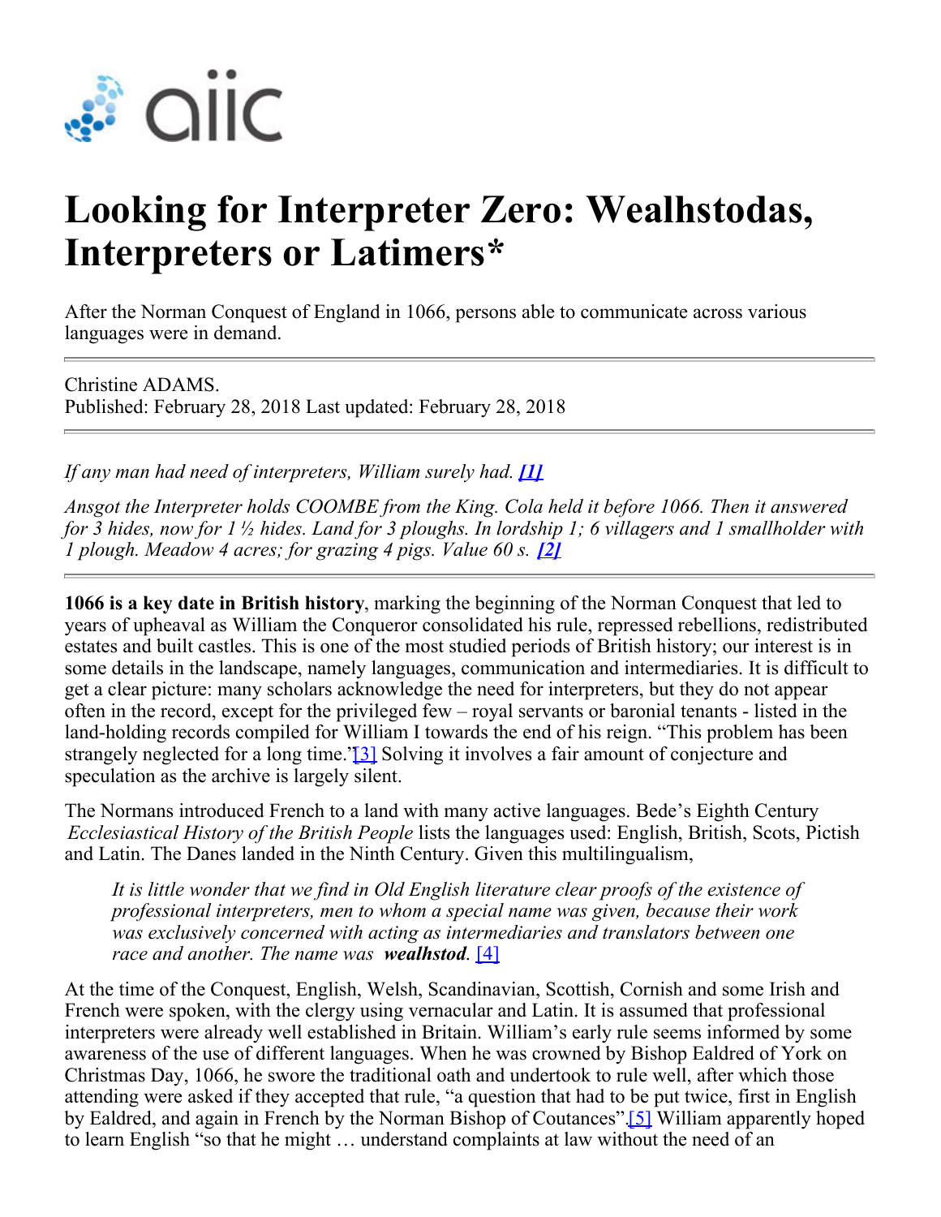# Looking for Interpreter Zero: Wealhstodas, Interpreters or Latimers*

After the Norman Conquest of England in 1066, persons able to communicate across various languages were in demand.

---

Christine ADAMS.
Published: February 28, 2018 Last updated: February 28, 2018

---

*If any man had need of interpreters, William surely had.* [1]

*Ansgot the Interpreter holds COOMBE from the King. Cola held it before 1066. Then it answered for 3 hides, now for 1 ½ hides. Land for 3 ploughs. In lordship 1; 6 villagers and 1 smallholder with 1 plough. Meadow 4 acres; for grazing 4 pigs. Value 60 s.* [2]

---

**1066 is a key date in British history**, marking the beginning of the Norman Conquest that led to years of upheaval as William the Conqueror consolidated his rule, repressed rebellions, redistributed estates and built castles. This is one of the most studied periods of British history; our interest is in some details in the landscape, namely languages, communication and intermediaries. It is difficult to get a clear picture: many scholars acknowledge the need for interpreters, but they do not appear often in the record, except for the privileged few – royal servants or baronial tenants - listed in the land-holding records compiled for William I towards the end of his reign. "This problem has been strangely neglected for a long time.'[3] Solving it involves a fair amount of conjecture and speculation as the archive is largely silent.

The Normans introduced French to a land with many active languages. Bede's Eighth Century *Ecclesiastical History of the British People* lists the languages used: English, British, Scots, Pictish and Latin. The Danes landed in the Ninth Century. Given this multilingualism,

> *It is little wonder that we find in Old English literature clear proofs of the existence of professional interpreters, men to whom a special name was given, because their work was exclusively concerned with acting as intermediaries and translators between one race and another. The name was **wealhstod**.* [4]

At the time of the Conquest, English, Welsh, Scandinavian, Scottish, Cornish and some Irish and French were spoken, with the clergy using vernacular and Latin. It is assumed that professional interpreters were already well established in Britain. William's early rule seems informed by some awareness of the use of different languages. When he was crowned by Bishop Ealdred of York on Christmas Day, 1066, he swore the traditional oath and undertook to rule well, after which those attending were asked if they accepted that rule, "a question that had to be put twice, first in English by Ealdred, and again in French by the Norman Bishop of Coutances".[5] William apparently hoped to learn English "so that he might … understand complaints at law without the need of an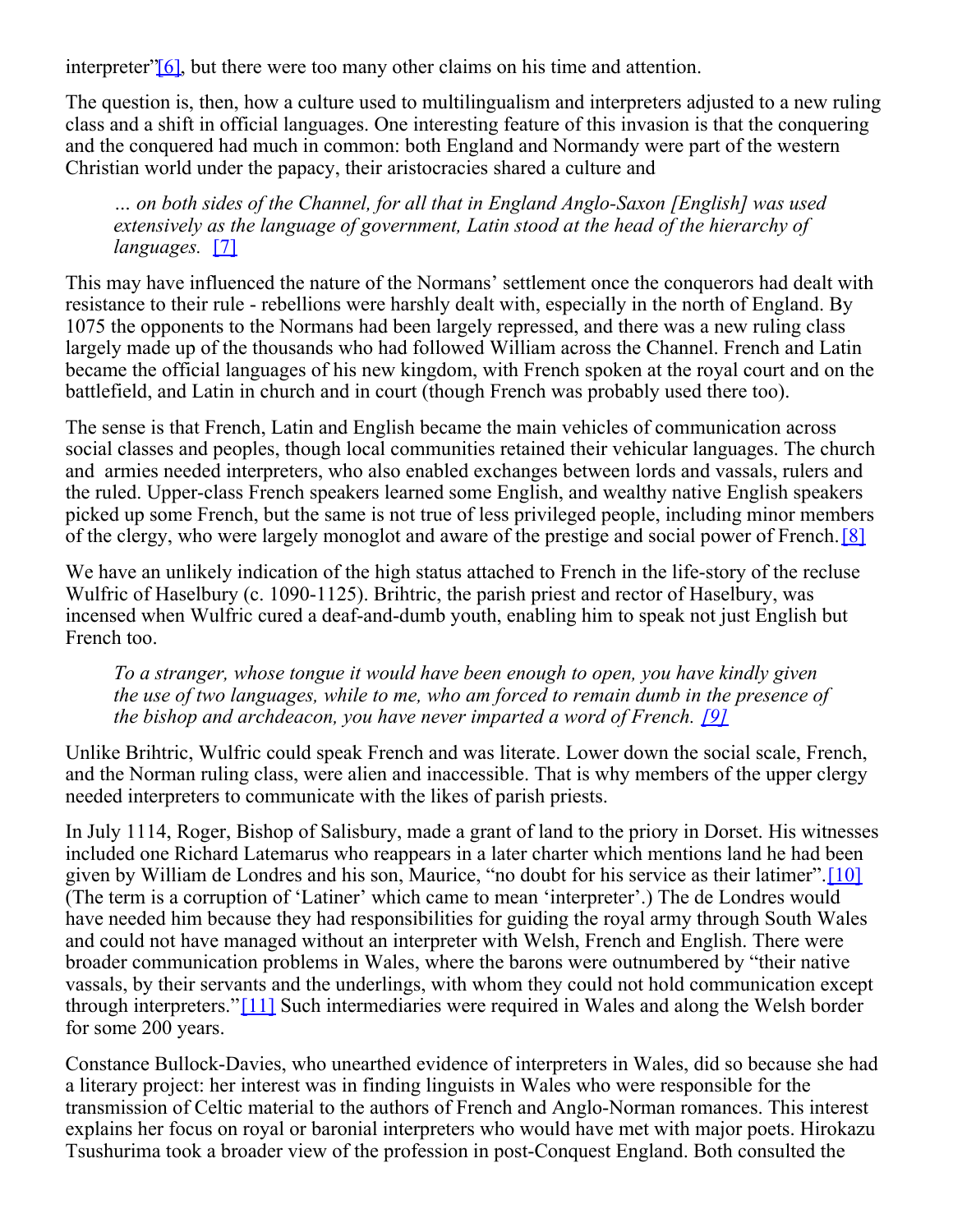interpreter"[6], but there were too many other claims on his time and attention.

The question is, then, how a culture used to multilingualism and interpreters adjusted to a new ruling class and a shift in official languages. One interesting feature of this invasion is that the conquering and the conquered had much in common: both England and Normandy were part of the western Christian world under the papacy, their aristocracies shared a culture and

> *… on both sides of the Channel, for all that in England Anglo-Saxon [English] was used extensively as the language of government, Latin stood at the head of the hierarchy of languages.* [7]

This may have influenced the nature of the Normans' settlement once the conquerors had dealt with resistance to their rule - rebellions were harshly dealt with, especially in the north of England. By 1075 the opponents to the Normans had been largely repressed, and there was a new ruling class largely made up of the thousands who had followed William across the Channel. French and Latin became the official languages of his new kingdom, with French spoken at the royal court and on the battlefield, and Latin in church and in court (though French was probably used there too).

The sense is that French, Latin and English became the main vehicles of communication across social classes and peoples, though local communities retained their vehicular languages. The church and armies needed interpreters, who also enabled exchanges between lords and vassals, rulers and the ruled. Upper-class French speakers learned some English, and wealthy native English speakers picked up some French, but the same is not true of less privileged people, including minor members of the clergy, who were largely monoglot and aware of the prestige and social power of French.[8]

We have an unlikely indication of the high status attached to French in the life-story of the recluse Wulfric of Haselbury (c. 1090-1125). Brihtric, the parish priest and rector of Haselbury, was incensed when Wulfric cured a deaf-and-dumb youth, enabling him to speak not just English but French too.

> *To a stranger, whose tongue it would have been enough to open, you have kindly given the use of two languages, while to me, who am forced to remain dumb in the presence of the bishop and archdeacon, you have never imparted a word of French.* [9]

Unlike Brihtric, Wulfric could speak French and was literate. Lower down the social scale, French, and the Norman ruling class, were alien and inaccessible. That is why members of the upper clergy needed interpreters to communicate with the likes of parish priests.

In July 1114, Roger, Bishop of Salisbury, made a grant of land to the priory in Dorset. His witnesses included one Richard Latemarus who reappears in a later charter which mentions land he had been given by William de Londres and his son, Maurice, "no doubt for his service as their latimer".[10] (The term is a corruption of 'Latiner' which came to mean 'interpreter'.) The de Londres would have needed him because they had responsibilities for guiding the royal army through South Wales and could not have managed without an interpreter with Welsh, French and English. There were broader communication problems in Wales, where the barons were outnumbered by "their native vassals, by their servants and the underlings, with whom they could not hold communication except through interpreters."[11] Such intermediaries were required in Wales and along the Welsh border for some 200 years.

Constance Bullock-Davies, who unearthed evidence of interpreters in Wales, did so because she had a literary project: her interest was in finding linguists in Wales who were responsible for the transmission of Celtic material to the authors of French and Anglo-Norman romances. This interest explains her focus on royal or baronial interpreters who would have met with major poets. Hirokazu Tsushurima took a broader view of the profession in post-Conquest England. Both consulted the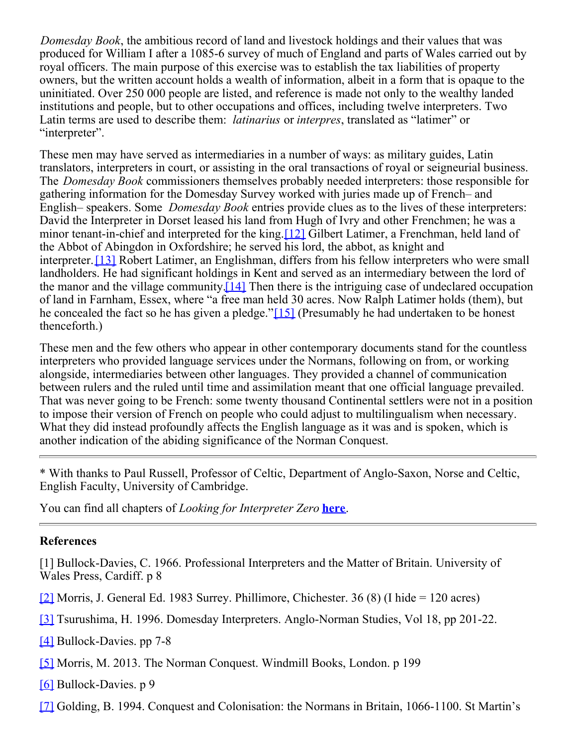*Domesday Book*, the ambitious record of land and livestock holdings and their values that was produced for William I after a 1085-6 survey of much of England and parts of Wales carried out by royal officers. The main purpose of this exercise was to establish the tax liabilities of property owners, but the written account holds a wealth of information, albeit in a form that is opaque to the uninitiated. Over 250 000 people are listed, and reference is made not only to the wealthy landed institutions and people, but to other occupations and offices, including twelve interpreters. Two Latin terms are used to describe them: *latinarius* or *interpres*, translated as "latimer" or "interpreter".

These men may have served as intermediaries in a number of ways: as military guides, Latin translators, interpreters in court, or assisting in the oral transactions of royal or seigneurial business. The *Domesday Book* commissioners themselves probably needed interpreters: those responsible for gathering information for the Domesday Survey worked with juries made up of French– and English– speakers. Some *Domesday Book* entries provide clues as to the lives of these interpreters: David the Interpreter in Dorset leased his land from Hugh of Ivry and other Frenchmen; he was a minor tenant-in-chief and interpreted for the king.[12] Gilbert Latimer, a Frenchman, held land of the Abbot of Abingdon in Oxfordshire; he served his lord, the abbot, as knight and interpreter.[13] Robert Latimer, an Englishman, differs from his fellow interpreters who were small landholders. He had significant holdings in Kent and served as an intermediary between the lord of the manor and the village community.[14] Then there is the intriguing case of undeclared occupation of land in Farnham, Essex, where "a free man held 30 acres. Now Ralph Latimer holds (them), but he concealed the fact so he has given a pledge."[15] (Presumably he had undertaken to be honest thenceforth.)

These men and the few others who appear in other contemporary documents stand for the countless interpreters who provided language services under the Normans, following on from, or working alongside, intermediaries between other languages. They provided a channel of communication between rulers and the ruled until time and assimilation meant that one official language prevailed. That was never going to be French: some twenty thousand Continental settlers were not in a position to impose their version of French on people who could adjust to multilingualism when necessary. What they did instead profoundly affects the English language as it was and is spoken, which is another indication of the abiding significance of the Norman Conquest.

---

* With thanks to Paul Russell, Professor of Celtic, Department of Anglo-Saxon, Norse and Celtic, English Faculty, University of Cambridge.

You can find all chapters of *Looking for Interpreter Zero* **here**.

---

**References**

[1] Bullock-Davies, C. 1966. Professional Interpreters and the Matter of Britain. University of Wales Press, Cardiff. p 8

[2] Morris, J. General Ed. 1983 Surrey. Phillimore, Chichester. 36 (8) (I hide = 120 acres)

[3] Tsurushima, H. 1996. Domesday Interpreters. Anglo-Norman Studies, Vol 18, pp 201-22.

[4] Bullock-Davies. pp 7-8

[5] Morris, M. 2013. The Norman Conquest. Windmill Books, London. p 199

[6] Bullock-Davies. p 9

[7] Golding, B. 1994. Conquest and Colonisation: the Normans in Britain, 1066-1100. St Martin's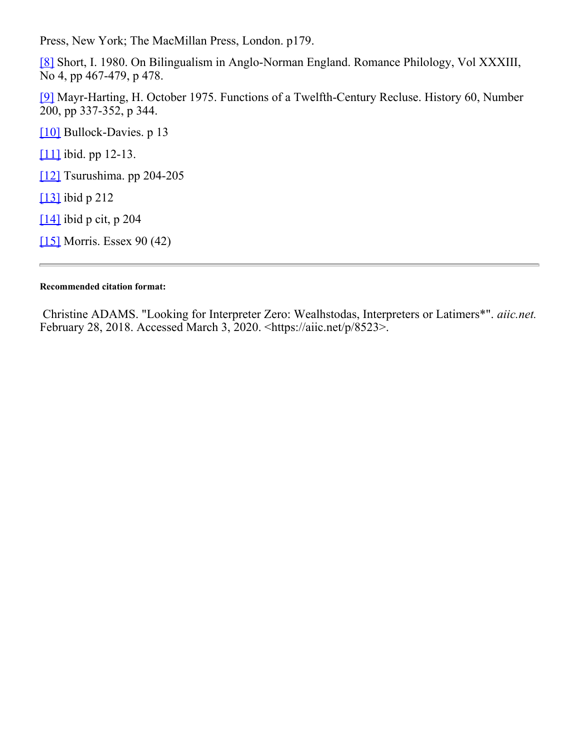Press, New York; The MacMillan Press, London. p179.

[8] Short, I. 1980. On Bilingualism in Anglo-Norman England. Romance Philology, Vol XXXIII, No 4, pp 467-479, p 478.

[9] Mayr-Harting, H. October 1975. Functions of a Twelfth-Century Recluse. History 60, Number 200, pp 337-352, p 344.

[10] Bullock-Davies. p 13

[11] ibid. pp 12-13.

[12] Tsurushima. pp 204-205

[13] ibid p 212

[14] ibid p cit, p 204

[15] Morris. Essex 90 (42)

---

**Recommended citation format:**

Christine ADAMS. "Looking for Interpreter Zero: Wealhstodas, Interpreters or Latimers*". *aiic.net.* February 28, 2018. Accessed March 3, 2020. <https://aiic.net/p/8523>.